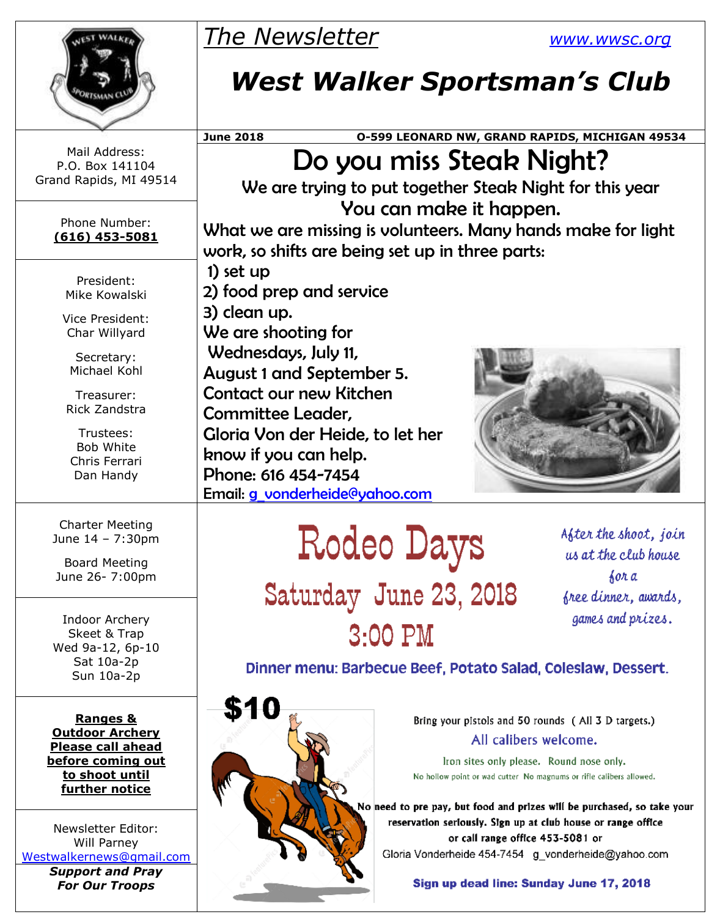# The Newsletter

www.wwsc.org

# West Walker Sportsman's Club

**June 2018** **O-599 LEONARD NW, GRAND RAPIDS, MICHIGAN 49534**

Mail Address:
P.O. Box 141104
Grand Rapids, MI 49514

Phone Number:
**(616) 453-5081**

President:
Mike Kowalski

Vice President:
Char Willyard

Secretary:
Michael Kohl

Treasurer:
Rick Zandstra

Trustees:
Bob White
Chris Ferrari
Dan Handy

Charter Meeting
June 14 – 7:30pm

Board Meeting
June 26- 7:00pm

Indoor Archery
Skeet & Trap
Wed 9a-12, 6p-10
Sat 10a-2p
Sun 10a-2p

**Ranges & Outdoor Archery Please call ahead before coming out to shoot until further notice**

Newsletter Editor:
Will Parney
Westwalkernews@gmail.com

***Support and Pray For Our Troops***

## Do you miss Steak Night?

We are trying to put together Steak Night for this year

You can make it happen.

What we are missing is volunteers. Many hands make for light work, so shifts are being set up in three parts:

1) set up
2) food prep and service
3) clean up.

We are shooting for Wednesdays, July 11, August 1 and September 5.

Contact our new Kitchen Committee Leader, Gloria Von der Heide, to let her know if you can help.

Phone: 616 454-7454

Email: g_vonderheide@yahoo.com

## Rodeo Days

### Saturday June 23, 2018

### 3:00 PM

*After the shoot, join us at the club house for a free dinner, awards, games and prizes.*

**Dinner menu: Barbecue Beef, Potato Salad, Coleslaw, Dessert.**

**$10**

Bring your pistols and 50 rounds ( All 3 D targets.)

All calibers welcome.

Iron sites only please. Round nose only.

No hollow point or wad cutter No magnums or rifle calibers allowed.

**No need to pre pay, but food and prizes will be purchased, so take your reservation seriously. Sign up at club house or range office or call range office 453-5081 or**

Gloria Vonderheide 454-7454 g_vonderheide@yahoo.com

**Sign up dead line: Sunday June 17, 2018**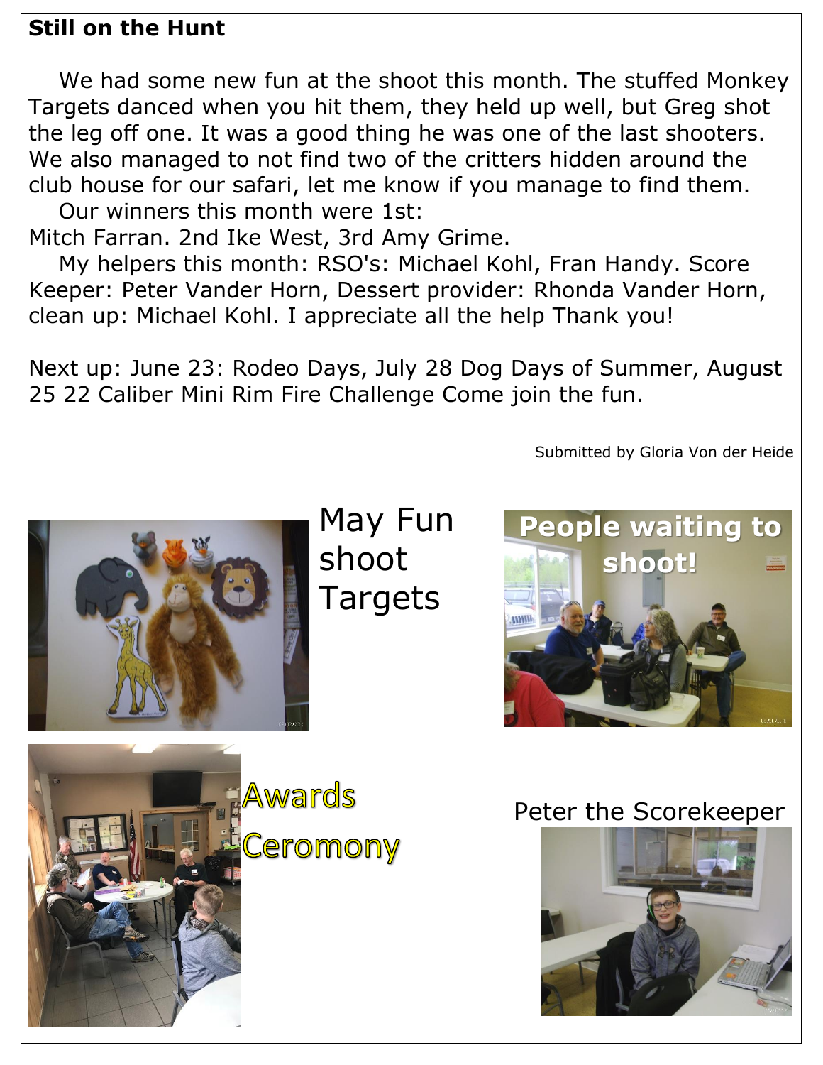**Still on the Hunt**

We had some new fun at the shoot this month. The stuffed Monkey Targets danced when you hit them, they held up well, but Greg shot the leg off one. It was a good thing he was one of the last shooters. We also managed to not find two of the critters hidden around the club house for our safari, let me know if you manage to find them.

Our winners this month were 1st: Mitch Farran. 2nd Ike West, 3rd Amy Grime.

My helpers this month: RSO's: Michael Kohl, Fran Handy. Score Keeper: Peter Vander Horn, Dessert provider: Rhonda Vander Horn, clean up: Michael Kohl. I appreciate all the help Thank you!

Next up: June 23: Rodeo Days, July 28 Dog Days of Summer, August 25 22 Caliber Mini Rim Fire Challenge Come join the fun.

Submitted by Gloria Von der Heide

May Fun shoot Targets

People waiting to shoot!

Awards Ceromony

Peter the Scorekeeper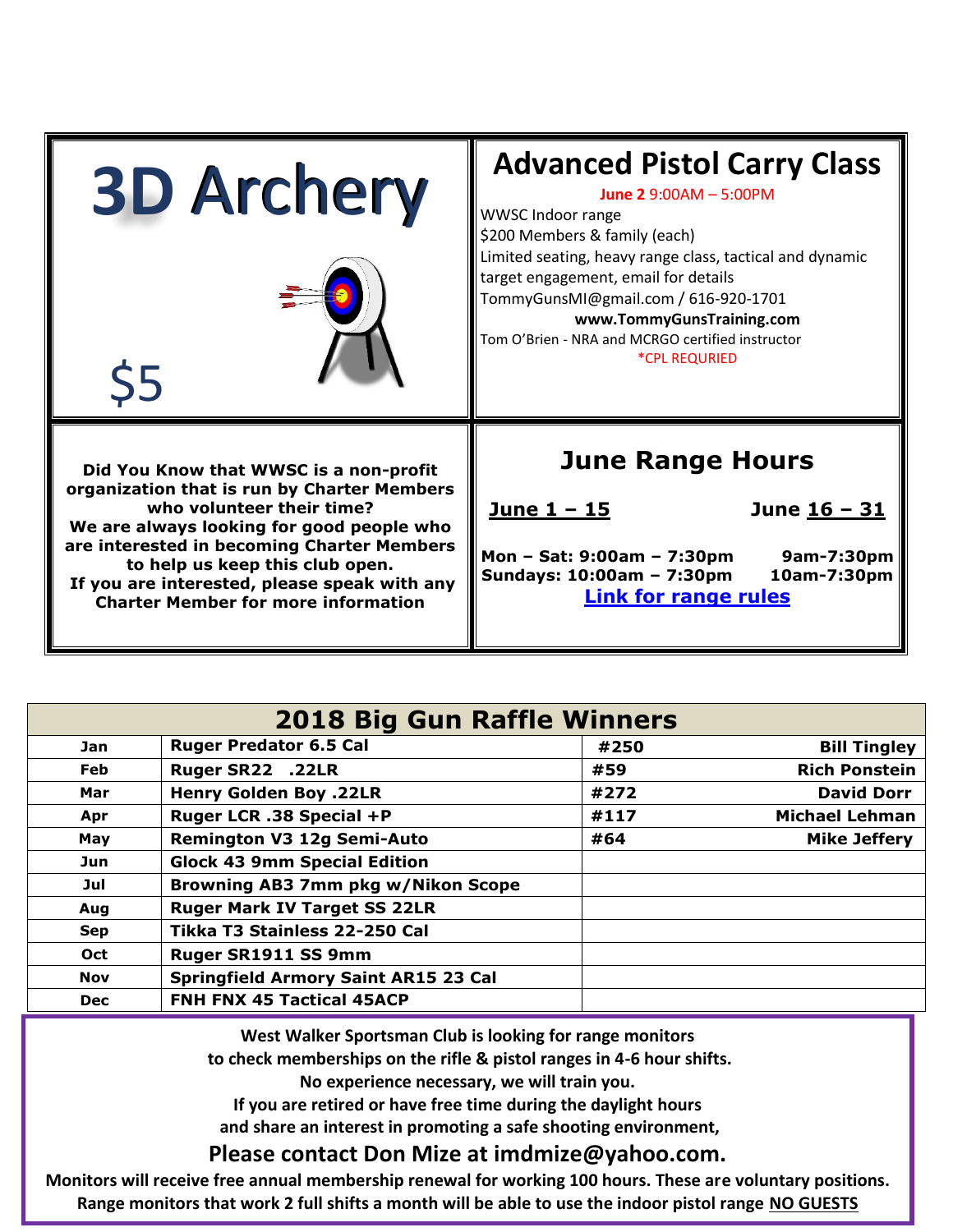# 3D Archery

$5

## Advanced Pistol Carry Class

**June 2** 9:00AM – 5:00PM

WWSC Indoor range

$200 Members & family (each)

Limited seating, heavy range class, tactical and dynamic target engagement, email for details

TommyGunsMI@gmail.com / 616-920-1701

**www.TommyGunsTraining.com**

Tom O'Brien - NRA and MCRGO certified instructor

*CPL REQURIED

**Did You Know that WWSC is a non-profit organization that is run by Charter Members who volunteer their time?**
**We are always looking for good people who are interested in becoming Charter Members to help us keep this club open.**
**If you are interested, please speak with any Charter Member for more information**

## June Range Hours

| | June 1 – 15 | June 16 – 31 |
|---|---|---|
| Mon – Sat: | 9:00am – 7:30pm | 9am-7:30pm |
| Sundays: | 10:00am – 7:30pm | 10am-7:30pm |

**Link for range rules**

## 2018 Big Gun Raffle Winners

| Month | Prize | Ticket | Winner |
|---|---|---|---|
| Jan | Ruger Predator 6.5 Cal | #250 | Bill Tingley |
| Feb | Ruger SR22 .22LR | #59 | Rich Ponstein |
| Mar | Henry Golden Boy .22LR | #272 | David Dorr |
| Apr | Ruger LCR .38 Special +P | #117 | Michael Lehman |
| May | Remington V3 12g Semi-Auto | #64 | Mike Jeffery |
| Jun | Glock 43 9mm Special Edition | | |
| Jul | Browning AB3 7mm pkg w/Nikon Scope | | |
| Aug | Ruger Mark IV Target SS 22LR | | |
| Sep | Tikka T3 Stainless 22-250 Cal | | |
| Oct | Ruger SR1911 SS 9mm | | |
| Nov | Springfield Armory Saint AR15 23 Cal | | |
| Dec | FNH FNX 45 Tactical 45ACP | | |

**West Walker Sportsman Club is looking for range monitors**
**to check memberships on the rifle & pistol ranges in 4-6 hour shifts.**
**No experience necessary, we will train you.**
**If you are retired or have free time during the daylight hours**
**and share an interest in promoting a safe shooting environment,**

**Please contact Don Mize at imdmize@yahoo.com.**

**Monitors will receive free annual membership renewal for working 100 hours. These are voluntary positions.**
**Range monitors that work 2 full shifts a month will be able to use the indoor pistol range NO GUESTS**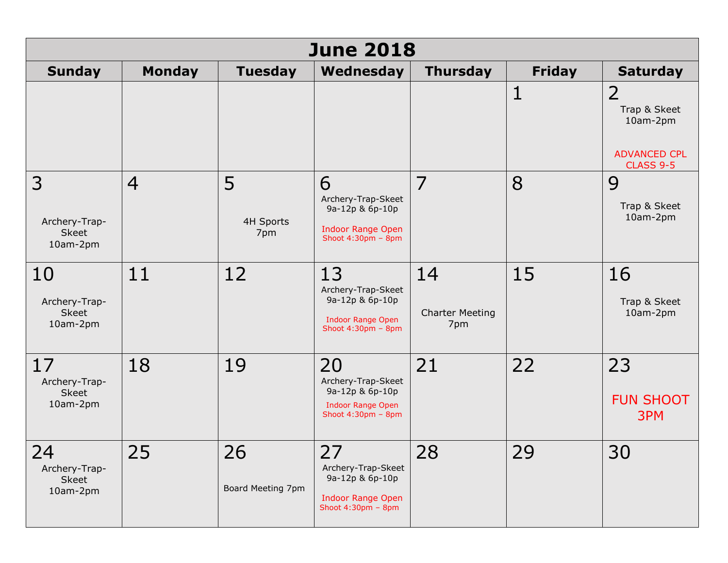# June 2018

| Sunday | Monday | Tuesday | Wednesday | Thursday | Friday | Saturday |
|---|---|---|---|---|---|---|
| | | | | | 1 | 2 Trap & Skeet 10am-2pm ADVANCED CPL CLASS 9-5 |
| 3 Archery-Trap-Skeet 10am-2pm | 4 | 5 4H Sports 7pm | 6 Archery-Trap-Skeet 9a-12p & 6p-10p Indoor Range Open Shoot 4:30pm – 8pm | 7 | 8 | 9 Trap & Skeet 10am-2pm |
| 10 Archery-Trap-Skeet 10am-2pm | 11 | 12 | 13 Archery-Trap-Skeet 9a-12p & 6p-10p Indoor Range Open Shoot 4:30pm – 8pm | 14 Charter Meeting 7pm | 15 | 16 Trap & Skeet 10am-2pm |
| 17 Archery-Trap-Skeet 10am-2pm | 18 | 19 | 20 Archery-Trap-Skeet 9a-12p & 6p-10p Indoor Range Open Shoot 4:30pm – 8pm | 21 | 22 | 23 FUN SHOOT 3PM |
| 24 Archery-Trap-Skeet 10am-2pm | 25 | 26 Board Meeting 7pm | 27 Archery-Trap-Skeet 9a-12p & 6p-10p Indoor Range Open Shoot 4:30pm – 8pm | 28 | 29 | 30 |